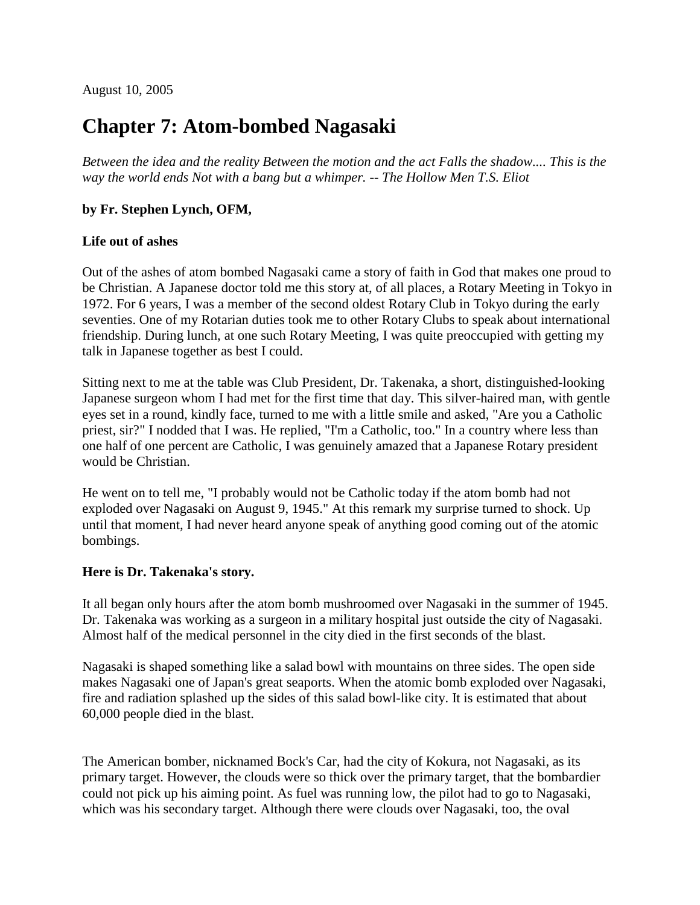August 10, 2005

# Chapter 7: Atom-bombed Nagasaki

*Between the idea and the reality Between the motion and the act Falls the shadow.... This is the way the world ends Not with a bang but a whimper. -- The Hollow Men T.S. Eliot*

**by Fr. Stephen Lynch, OFM,**

**Life out of ashes**

Out of the ashes of atom bombed Nagasaki came a story of faith in God that makes one proud to be Christian. A Japanese doctor told me this story at, of all places, a Rotary Meeting in Tokyo in 1972. For 6 years, I was a member of the second oldest Rotary Club in Tokyo during the early seventies. One of my Rotarian duties took me to other Rotary Clubs to speak about international friendship. During lunch, at one such Rotary Meeting, I was quite preoccupied with getting my talk in Japanese together as best I could.

Sitting next to me at the table was Club President, Dr. Takenaka, a short, distinguished-looking Japanese surgeon whom I had met for the first time that day. This silver-haired man, with gentle eyes set in a round, kindly face, turned to me with a little smile and asked, "Are you a Catholic priest, sir?" I nodded that I was. He replied, "I'm a Catholic, too." In a country where less than one half of one percent are Catholic, I was genuinely amazed that a Japanese Rotary president would be Christian.

He went on to tell me, "I probably would not be Catholic today if the atom bomb had not exploded over Nagasaki on August 9, 1945." At this remark my surprise turned to shock. Up until that moment, I had never heard anyone speak of anything good coming out of the atomic bombings.

**Here is Dr. Takenaka's story.**

It all began only hours after the atom bomb mushroomed over Nagasaki in the summer of 1945. Dr. Takenaka was working as a surgeon in a military hospital just outside the city of Nagasaki. Almost half of the medical personnel in the city died in the first seconds of the blast.

Nagasaki is shaped something like a salad bowl with mountains on three sides. The open side makes Nagasaki one of Japan's great seaports. When the atomic bomb exploded over Nagasaki, fire and radiation splashed up the sides of this salad bowl-like city. It is estimated that about 60,000 people died in the blast.

The American bomber, nicknamed Bock's Car, had the city of Kokura, not Nagasaki, as its primary target. However, the clouds were so thick over the primary target, that the bombardier could not pick up his aiming point. As fuel was running low, the pilot had to go to Nagasaki, which was his secondary target. Although there were clouds over Nagasaki, too, the oval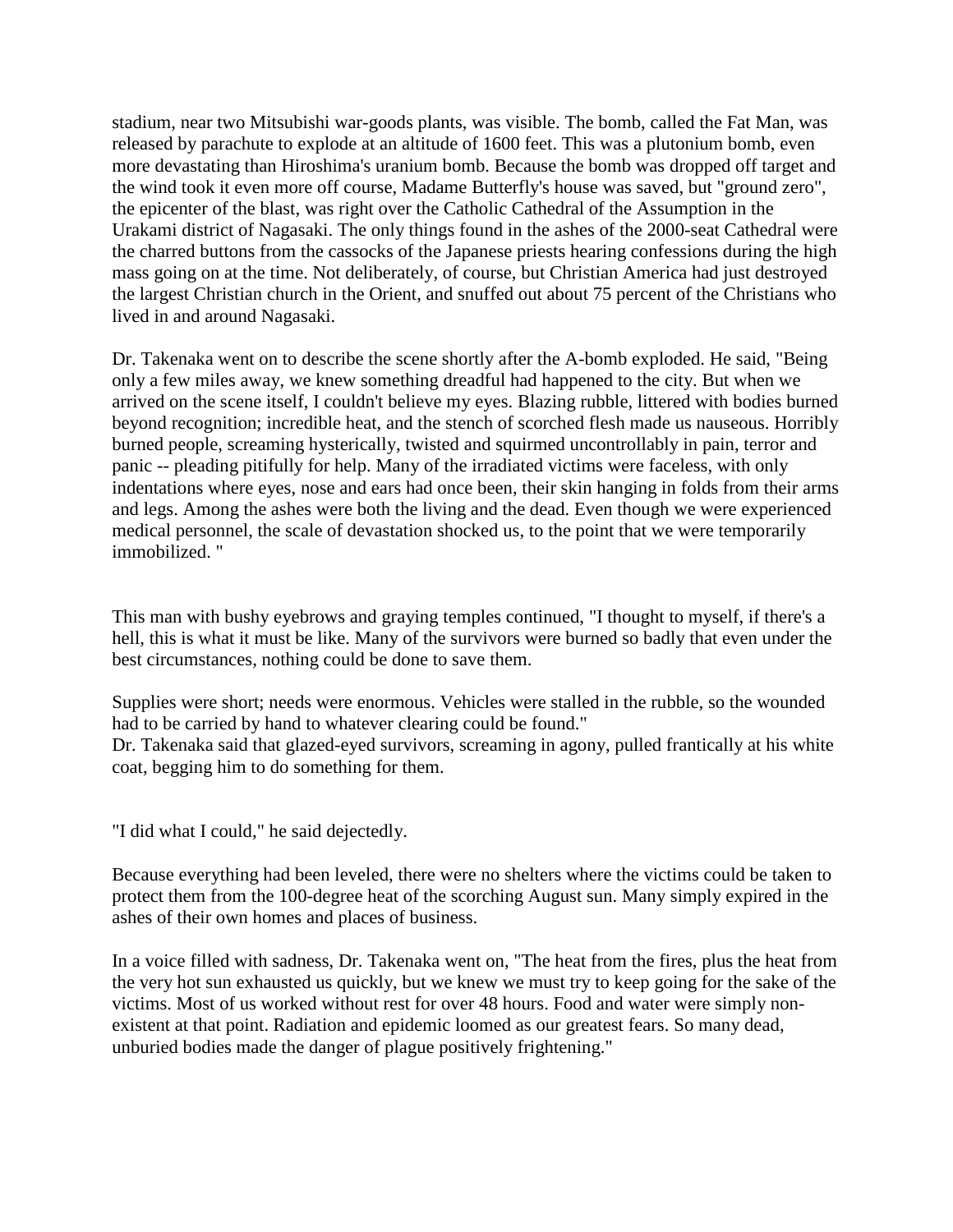stadium, near two Mitsubishi war-goods plants, was visible. The bomb, called the Fat Man, was released by parachute to explode at an altitude of 1600 feet. This was a plutonium bomb, even more devastating than Hiroshima's uranium bomb. Because the bomb was dropped off target and the wind took it even more off course, Madame Butterfly's house was saved, but "ground zero", the epicenter of the blast, was right over the Catholic Cathedral of the Assumption in the Urakami district of Nagasaki. The only things found in the ashes of the 2000-seat Cathedral were the charred buttons from the cassocks of the Japanese priests hearing confessions during the high mass going on at the time. Not deliberately, of course, but Christian America had just destroyed the largest Christian church in the Orient, and snuffed out about 75 percent of the Christians who lived in and around Nagasaki.

Dr. Takenaka went on to describe the scene shortly after the A-bomb exploded. He said, "Being only a few miles away, we knew something dreadful had happened to the city. But when we arrived on the scene itself, I couldn't believe my eyes. Blazing rubble, littered with bodies burned beyond recognition; incredible heat, and the stench of scorched flesh made us nauseous. Horribly burned people, screaming hysterically, twisted and squirmed uncontrollably in pain, terror and panic -- pleading pitifully for help. Many of the irradiated victims were faceless, with only indentations where eyes, nose and ears had once been, their skin hanging in folds from their arms and legs. Among the ashes were both the living and the dead. Even though we were experienced medical personnel, the scale of devastation shocked us, to the point that we were temporarily immobilized. "

This man with bushy eyebrows and graying temples continued, "I thought to myself, if there's a hell, this is what it must be like. Many of the survivors were burned so badly that even under the best circumstances, nothing could be done to save them.

Supplies were short; needs were enormous. Vehicles were stalled in the rubble, so the wounded had to be carried by hand to whatever clearing could be found."

Dr. Takenaka said that glazed-eyed survivors, screaming in agony, pulled frantically at his white coat, begging him to do something for them.

"I did what I could," he said dejectedly.

Because everything had been leveled, there were no shelters where the victims could be taken to protect them from the 100-degree heat of the scorching August sun. Many simply expired in the ashes of their own homes and places of business.

In a voice filled with sadness, Dr. Takenaka went on, "The heat from the fires, plus the heat from the very hot sun exhausted us quickly, but we knew we must try to keep going for the sake of the victims. Most of us worked without rest for over 48 hours. Food and water were simply non-existent at that point. Radiation and epidemic loomed as our greatest fears. So many dead, unburied bodies made the danger of plague positively frightening."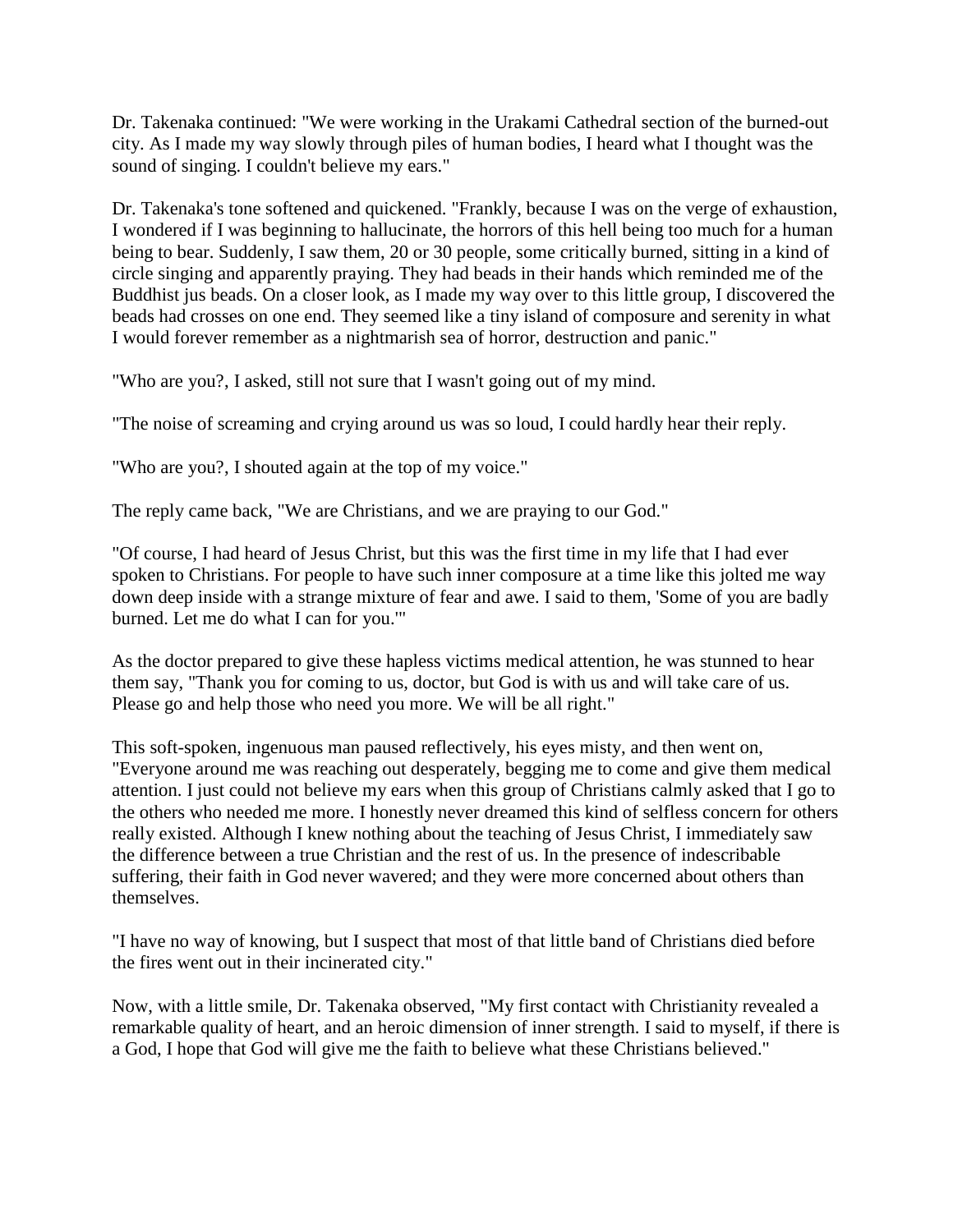Dr. Takenaka continued: "We were working in the Urakami Cathedral section of the burned-out city. As I made my way slowly through piles of human bodies, I heard what I thought was the sound of singing. I couldn't believe my ears."

Dr. Takenaka's tone softened and quickened. "Frankly, because I was on the verge of exhaustion, I wondered if I was beginning to hallucinate, the horrors of this hell being too much for a human being to bear. Suddenly, I saw them, 20 or 30 people, some critically burned, sitting in a kind of circle singing and apparently praying. They had beads in their hands which reminded me of the Buddhist jus beads. On a closer look, as I made my way over to this little group, I discovered the beads had crosses on one end. They seemed like a tiny island of composure and serenity in what I would forever remember as a nightmarish sea of horror, destruction and panic."

"Who are you?, I asked, still not sure that I wasn't going out of my mind.

"The noise of screaming and crying around us was so loud, I could hardly hear their reply.

"Who are you?, I shouted again at the top of my voice."

The reply came back, "We are Christians, and we are praying to our God."

"Of course, I had heard of Jesus Christ, but this was the first time in my life that I had ever spoken to Christians. For people to have such inner composure at a time like this jolted me way down deep inside with a strange mixture of fear and awe. I said to them, 'Some of you are badly burned. Let me do what I can for you.'"

As the doctor prepared to give these hapless victims medical attention, he was stunned to hear them say, "Thank you for coming to us, doctor, but God is with us and will take care of us. Please go and help those who need you more. We will be all right."

This soft-spoken, ingenuous man paused reflectively, his eyes misty, and then went on, "Everyone around me was reaching out desperately, begging me to come and give them medical attention. I just could not believe my ears when this group of Christians calmly asked that I go to the others who needed me more. I honestly never dreamed this kind of selfless concern for others really existed. Although I knew nothing about the teaching of Jesus Christ, I immediately saw the difference between a true Christian and the rest of us. In the presence of indescribable suffering, their faith in God never wavered; and they were more concerned about others than themselves.

"I have no way of knowing, but I suspect that most of that little band of Christians died before the fires went out in their incinerated city."

Now, with a little smile, Dr. Takenaka observed, "My first contact with Christianity revealed a remarkable quality of heart, and an heroic dimension of inner strength. I said to myself, if there is a God, I hope that God will give me the faith to believe what these Christians believed."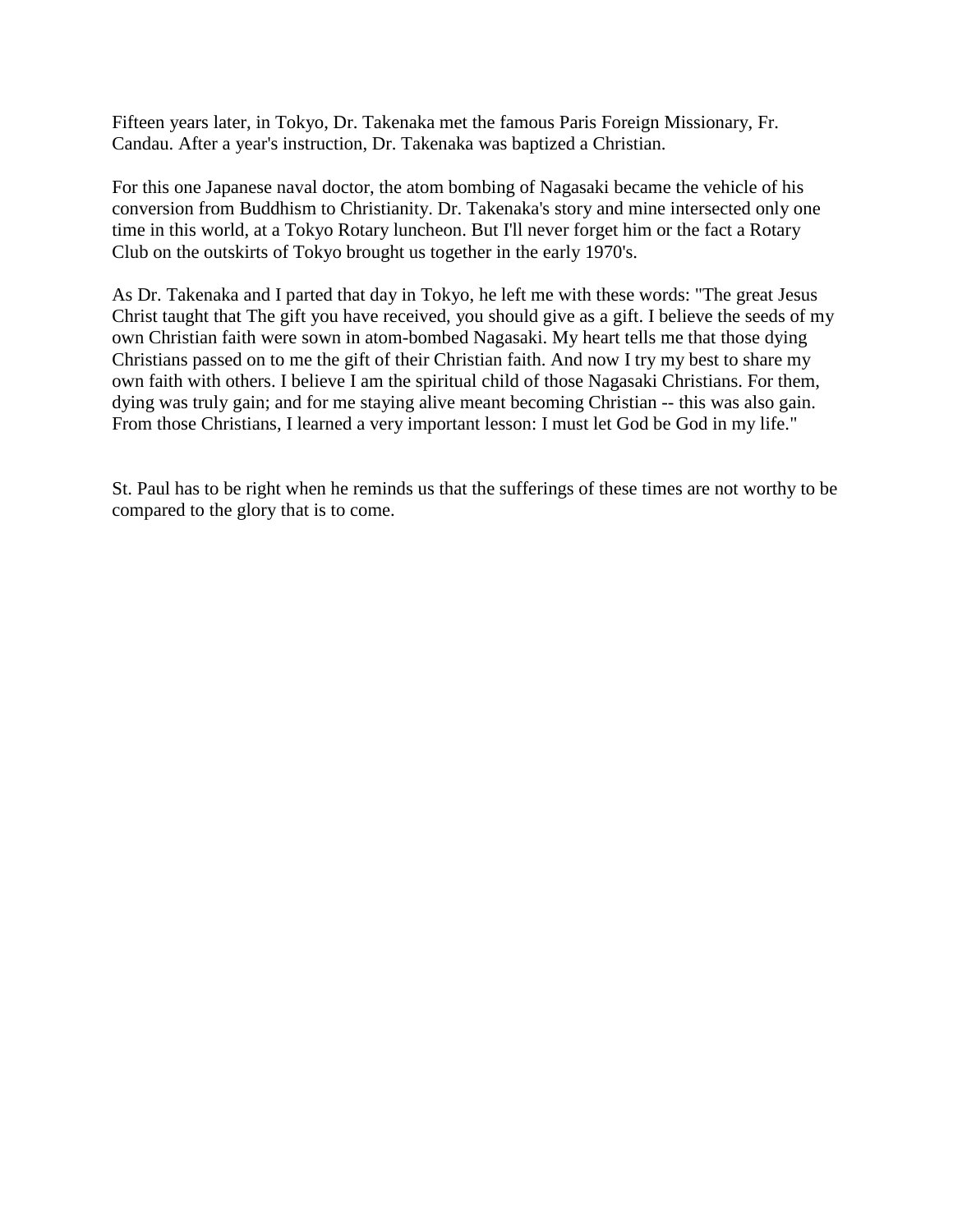Fifteen years later, in Tokyo, Dr. Takenaka met the famous Paris Foreign Missionary, Fr. Candau. After a year's instruction, Dr. Takenaka was baptized a Christian.

For this one Japanese naval doctor, the atom bombing of Nagasaki became the vehicle of his conversion from Buddhism to Christianity. Dr. Takenaka's story and mine intersected only one time in this world, at a Tokyo Rotary luncheon. But I'll never forget him or the fact a Rotary Club on the outskirts of Tokyo brought us together in the early 1970's.

As Dr. Takenaka and I parted that day in Tokyo, he left me with these words: "The great Jesus Christ taught that The gift you have received, you should give as a gift. I believe the seeds of my own Christian faith were sown in atom-bombed Nagasaki. My heart tells me that those dying Christians passed on to me the gift of their Christian faith. And now I try my best to share my own faith with others. I believe I am the spiritual child of those Nagasaki Christians. For them, dying was truly gain; and for me staying alive meant becoming Christian -- this was also gain. From those Christians, I learned a very important lesson: I must let God be God in my life."

St. Paul has to be right when he reminds us that the sufferings of these times are not worthy to be compared to the glory that is to come.